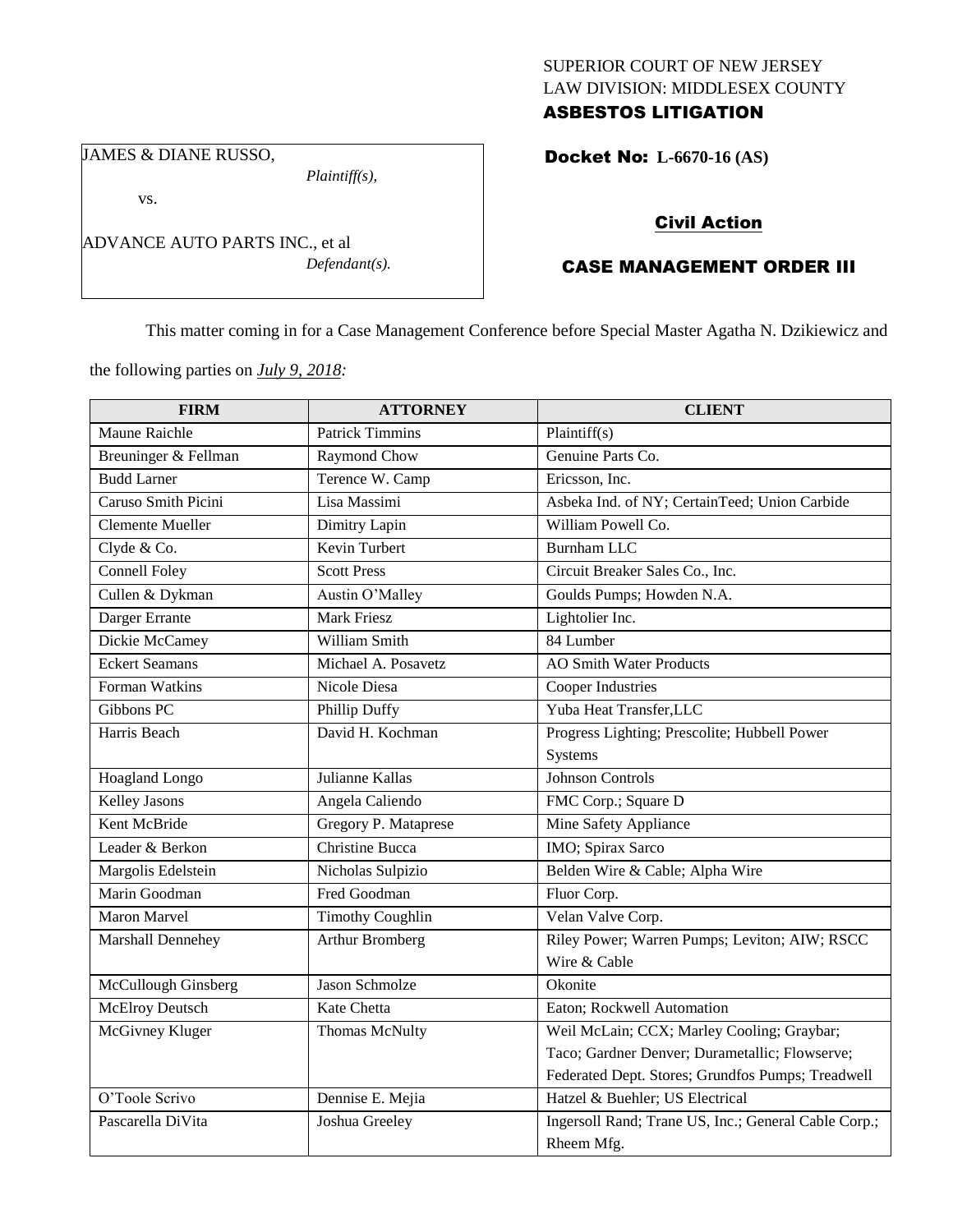SUPERIOR COURT OF NEW JERSEY
LAW DIVISION: MIDDLESEX COUNTY
**ASBESTOS LITIGATION**

JAMES & DIANE RUSSO,
*Plaintiff(s),*

vs.

ADVANCE AUTO PARTS INC., et al
*Defendant(s).*

**Docket No: L-6670-16 (AS)**

**Civil Action**

**CASE MANAGEMENT ORDER III**

This matter coming in for a Case Management Conference before Special Master Agatha N. Dzikiewicz and the following parties on *July 9, 2018:*

| FIRM | ATTORNEY | CLIENT |
|---|---|---|
| Maune Raichle | Patrick Timmins | Plaintiff(s) |
| Breuninger & Fellman | Raymond Chow | Genuine Parts Co. |
| Budd Larner | Terence W. Camp | Ericsson, Inc. |
| Caruso Smith Picini | Lisa Massimi | Asbeka Ind. of NY; CertainTeed; Union Carbide |
| Clemente Mueller | Dimitry Lapin | William Powell Co. |
| Clyde & Co. | Kevin Turbert | Burnham LLC |
| Connell Foley | Scott Press | Circuit Breaker Sales Co., Inc. |
| Cullen & Dykman | Austin O'Malley | Goulds Pumps; Howden N.A. |
| Darger Errante | Mark Friesz | Lightolier Inc. |
| Dickie McCamey | William Smith | 84 Lumber |
| Eckert Seamans | Michael A. Posavetz | AO Smith Water Products |
| Forman Watkins | Nicole Diesa | Cooper Industries |
| Gibbons PC | Phillip Duffy | Yuba Heat Transfer,LLC |
| Harris Beach | David H. Kochman | Progress Lighting; Prescolite; Hubbell Power Systems |
| Hoagland Longo | Julianne Kallas | Johnson Controls |
| Kelley Jasons | Angela Caliendo | FMC Corp.; Square D |
| Kent McBride | Gregory P. Mataprese | Mine Safety Appliance |
| Leader & Berkon | Christine Bucca | IMO; Spirax Sarco |
| Margolis Edelstein | Nicholas Sulpizio | Belden Wire & Cable; Alpha Wire |
| Marin Goodman | Fred Goodman | Fluor Corp. |
| Maron Marvel | Timothy Coughlin | Velan Valve Corp. |
| Marshall Dennehey | Arthur Bromberg | Riley Power; Warren Pumps; Leviton; AIW; RSCC Wire & Cable |
| McCullough Ginsberg | Jason Schmolze | Okonite |
| McElroy Deutsch | Kate Chetta | Eaton; Rockwell Automation |
| McGivney Kluger | Thomas McNulty | Weil McLain; CCX; Marley Cooling; Graybar; Taco; Gardner Denver; Durametallic; Flowserve; Federated Dept. Stores; Grundfos Pumps; Treadwell |
| O'Toole Scrivo | Dennise E. Mejia | Hatzel & Buehler; US Electrical |
| Pascarella DiVita | Joshua Greeley | Ingersoll Rand; Trane US, Inc.; General Cable Corp.; Rheem Mfg. |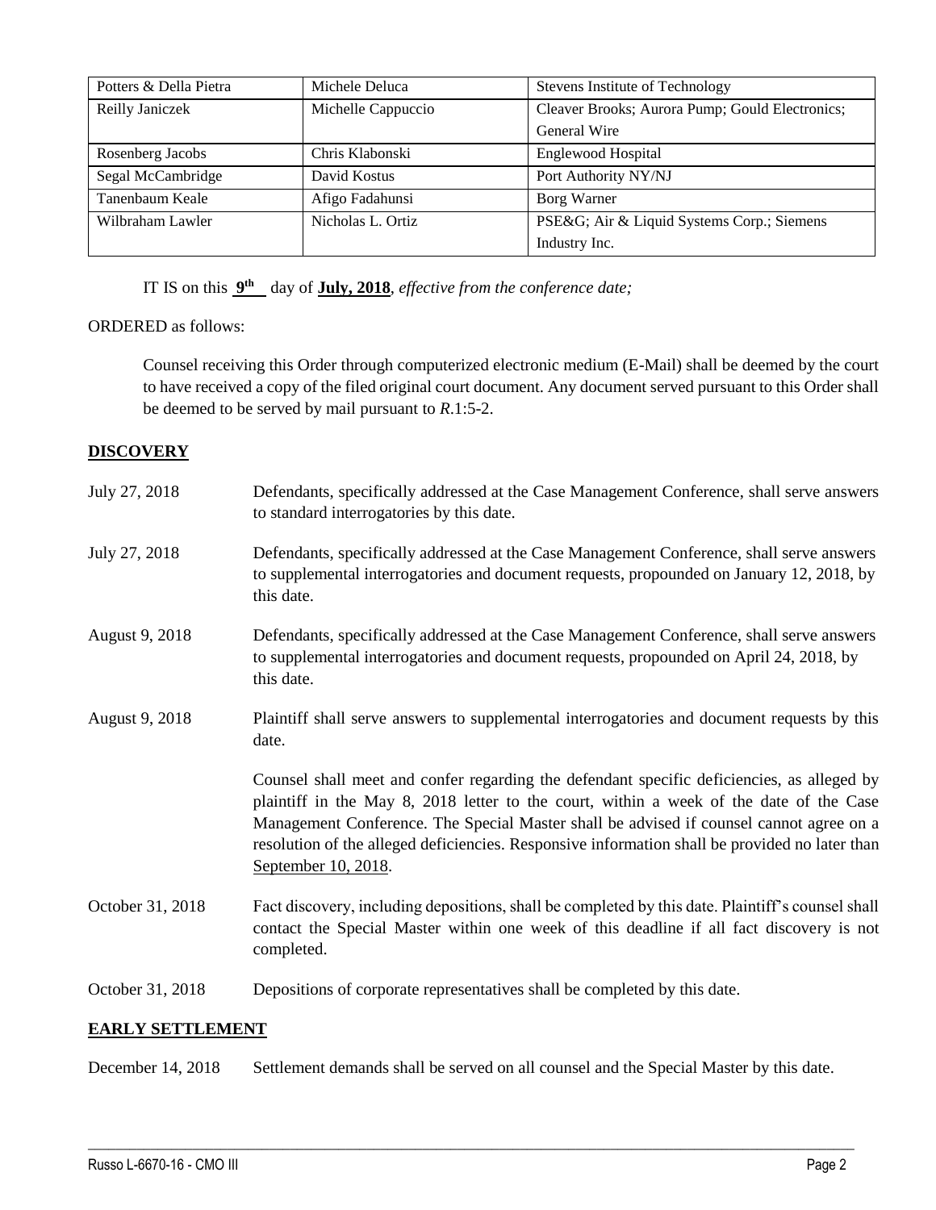| Potters & Della Pietra | Michele Deluca | Stevens Institute of Technology |
|---|---|---|
| Reilly Janiczek | Michelle Cappuccio | Cleaver Brooks; Aurora Pump; Gould Electronics; General Wire |
| Rosenberg Jacobs | Chris Klabonski | Englewood Hospital |
| Segal McCambridge | David Kostus | Port Authority NY/NJ |
| Tanenbaum Keale | Afigo Fadahunsi | Borg Warner |
| Wilbraham Lawler | Nicholas L. Ortiz | PSE&G; Air & Liquid Systems Corp.; Siemens Industry Inc. |

IT IS on this **9th** day of **July, 2018**, *effective from the conference date;*

ORDERED as follows:

Counsel receiving this Order through computerized electronic medium (E-Mail) shall be deemed by the court to have received a copy of the filed original court document. Any document served pursuant to this Order shall be deemed to be served by mail pursuant to *R*.1:5-2.

## **DISCOVERY**

July 27, 2018 — Defendants, specifically addressed at the Case Management Conference, shall serve answers to standard interrogatories by this date.

July 27, 2018 — Defendants, specifically addressed at the Case Management Conference, shall serve answers to supplemental interrogatories and document requests, propounded on January 12, 2018, by this date.

August 9, 2018 — Defendants, specifically addressed at the Case Management Conference, shall serve answers to supplemental interrogatories and document requests, propounded on April 24, 2018, by this date.

August 9, 2018 — Plaintiff shall serve answers to supplemental interrogatories and document requests by this date.

Counsel shall meet and confer regarding the defendant specific deficiencies, as alleged by plaintiff in the May 8, 2018 letter to the court, within a week of the date of the Case Management Conference. The Special Master shall be advised if counsel cannot agree on a resolution of the alleged deficiencies. Responsive information shall be provided no later than September 10, 2018.

October 31, 2018 — Fact discovery, including depositions, shall be completed by this date. Plaintiff's counsel shall contact the Special Master within one week of this deadline if all fact discovery is not completed.

October 31, 2018 — Depositions of corporate representatives shall be completed by this date.

## **EARLY SETTLEMENT**

December 14, 2018 — Settlement demands shall be served on all counsel and the Special Master by this date.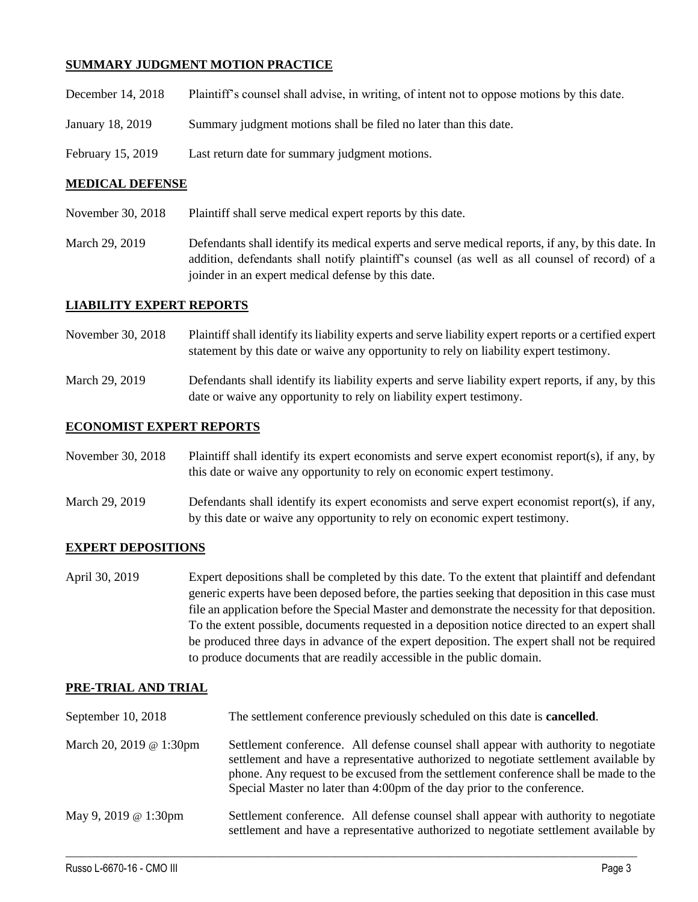## SUMMARY JUDGMENT MOTION PRACTICE

| | |
|---|---|
| December 14, 2018 | Plaintiff's counsel shall advise, in writing, of intent not to oppose motions by this date. |
| January 18, 2019 | Summary judgment motions shall be filed no later than this date. |
| February 15, 2019 | Last return date for summary judgment motions. |

## MEDICAL DEFENSE

| | |
|---|---|
| November 30, 2018 | Plaintiff shall serve medical expert reports by this date. |
| March 29, 2019 | Defendants shall identify its medical experts and serve medical reports, if any, by this date. In addition, defendants shall notify plaintiff's counsel (as well as all counsel of record) of a joinder in an expert medical defense by this date. |

## LIABILITY EXPERT REPORTS

| | |
|---|---|
| November 30, 2018 | Plaintiff shall identify its liability experts and serve liability expert reports or a certified expert statement by this date or waive any opportunity to rely on liability expert testimony. |
| March 29, 2019 | Defendants shall identify its liability experts and serve liability expert reports, if any, by this date or waive any opportunity to rely on liability expert testimony. |

## ECONOMIST EXPERT REPORTS

| | |
|---|---|
| November 30, 2018 | Plaintiff shall identify its expert economists and serve expert economist report(s), if any, by this date or waive any opportunity to rely on economic expert testimony. |
| March 29, 2019 | Defendants shall identify its expert economists and serve expert economist report(s), if any, by this date or waive any opportunity to rely on economic expert testimony. |

## EXPERT DEPOSITIONS

| | |
|---|---|
| April 30, 2019 | Expert depositions shall be completed by this date. To the extent that plaintiff and defendant generic experts have been deposed before, the parties seeking that deposition in this case must file an application before the Special Master and demonstrate the necessity for that deposition. To the extent possible, documents requested in a deposition notice directed to an expert shall be produced three days in advance of the expert deposition. The expert shall not be required to produce documents that are readily accessible in the public domain. |

## PRE-TRIAL AND TRIAL

| | |
|---|---|
| September 10, 2018 | The settlement conference previously scheduled on this date is **cancelled**. |
| March 20, 2019 @ 1:30pm | Settlement conference. All defense counsel shall appear with authority to negotiate settlement and have a representative authorized to negotiate settlement available by phone. Any request to be excused from the settlement conference shall be made to the Special Master no later than 4:00pm of the day prior to the conference. |
| May 9, 2019 @ 1:30pm | Settlement conference. All defense counsel shall appear with authority to negotiate settlement and have a representative authorized to negotiate settlement available by |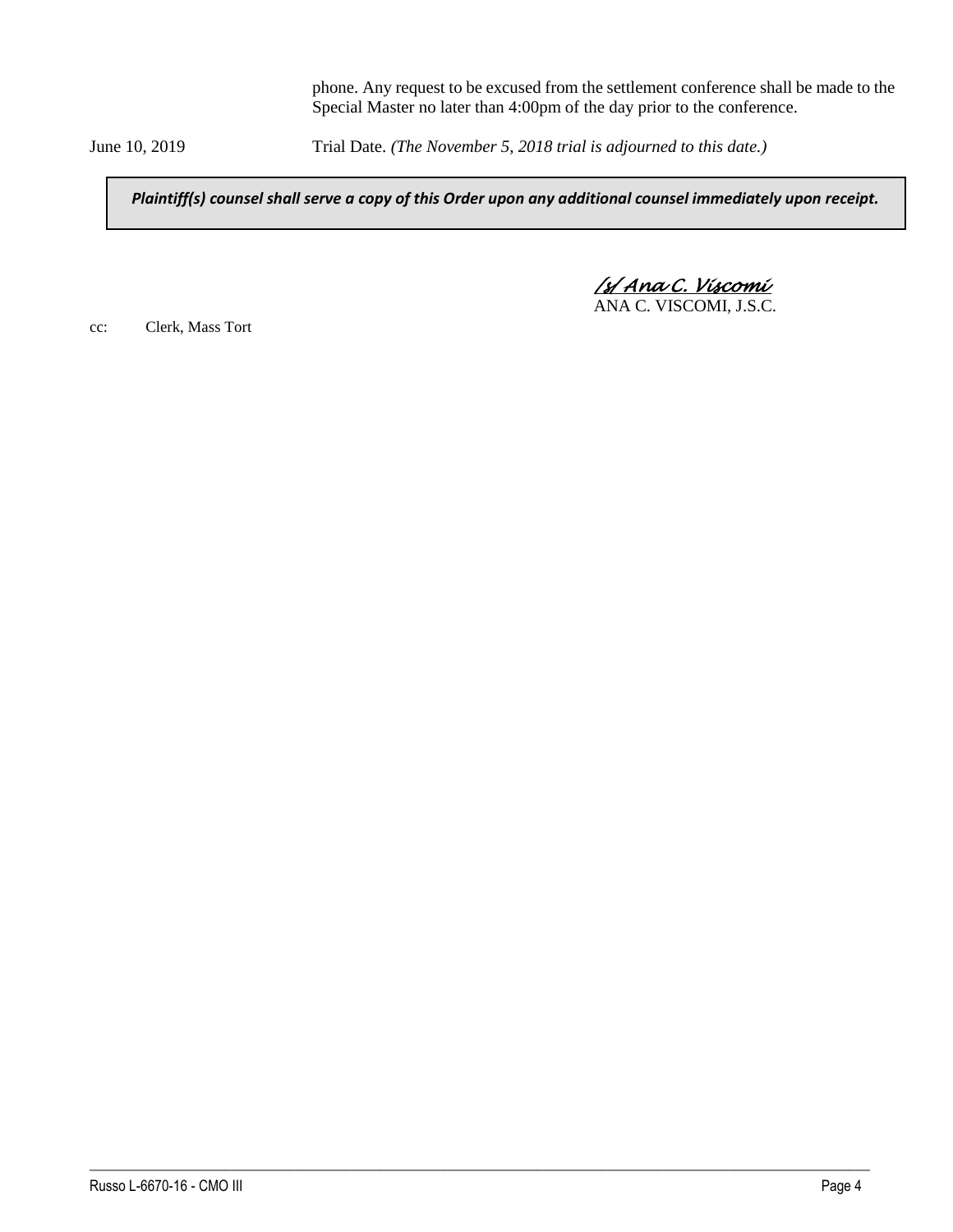phone. Any request to be excused from the settlement conference shall be made to the Special Master no later than 4:00pm of the day prior to the conference.

| | |
|---|---|
| June 10, 2019 | Trial Date. *(The November 5, 2018 trial is adjourned to this date.)* |

***Plaintiff(s) counsel shall serve a copy of this Order upon any additional counsel immediately upon receipt.***

*/s/ Ana C. Viscomi*
ANA C. VISCOMI, J.S.C.

cc: Clerk, Mass Tort